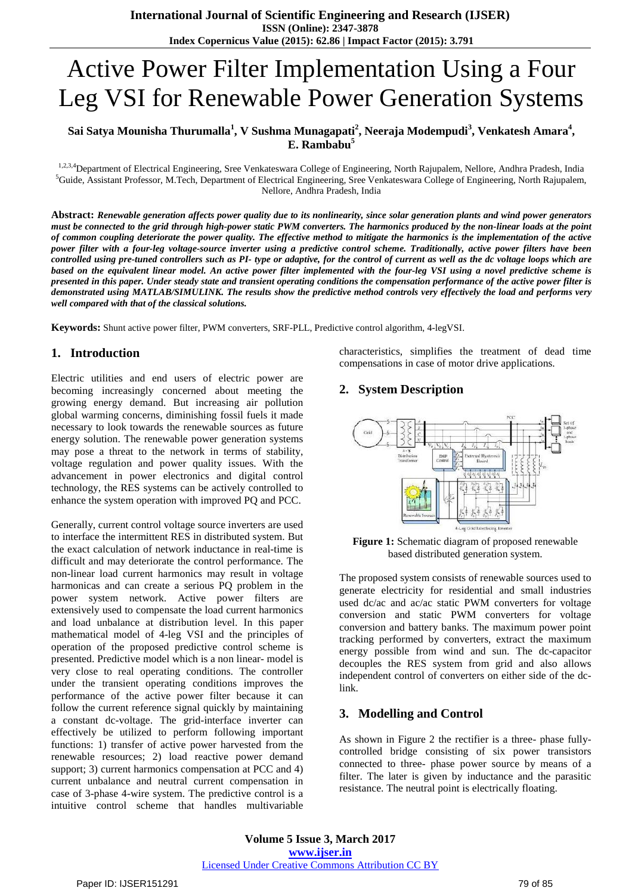# Active Power Filter Implementation Using a Four Leg VSI for Renewable Power Generation Systems

**Sai Satya Mounisha Thurumalla[1], V Sushma Munagapati[2], Neeraja Modempudi[3], Venkatesh Amara[4], E. Rambabu[5]**

[1,2,3,4]Department of Electrical Engineering, Sree Venkateswara College of Engineering, North Rajupalem, Nellore, Andhra Pradesh, India
[5]Guide, Assistant Professor, M.Tech, Department of Electrical Engineering, Sree Venkateswara College of Engineering, North Rajupalem, Nellore, Andhra Pradesh, India

**Abstract:** ***Renewable generation affects power quality due to its nonlinearity, since solar generation plants and wind power generators must be connected to the grid through high-power static PWM converters. The harmonics produced by the non-linear loads at the point of common coupling deteriorate the power quality. The effective method to mitigate the harmonics is the implementation of the active power filter with a four-leg voltage-source inverter using a predictive control scheme. Traditionally, active power filters have been controlled using pre-tuned controllers such as PI- type or adaptive, for the control of current as well as the dc voltage loops which are based on the equivalent linear model. An active power filter implemented with the four-leg VSI using a novel predictive scheme is presented in this paper. Under steady state and transient operating conditions the compensation performance of the active power filter is demonstrated using MATLAB/SIMULINK. The results show the predictive method controls very effectively the load and performs very well compared with that of the classical solutions.***

**Keywords:** Shunt active power filter, PWM converters, SRF-PLL, Predictive control algorithm, 4-legVSI.

## 1. Introduction

Electric utilities and end users of electric power are becoming increasingly concerned about meeting the growing energy demand. But increasing air pollution global warming concerns, diminishing fossil fuels it made necessary to look towards the renewable sources as future energy solution. The renewable power generation systems may pose a threat to the network in terms of stability, voltage regulation and power quality issues. With the advancement in power electronics and digital control technology, the RES systems can be actively controlled to enhance the system operation with improved PQ and PCC.

Generally, current control voltage source inverters are used to interface the intermittent RES in distributed system. But the exact calculation of network inductance in real-time is difficult and may deteriorate the control performance. The non-linear load current harmonics may result in voltage harmonicas and can create a serious PQ problem in the power system network. Active power filters are extensively used to compensate the load current harmonics and load unbalance at distribution level. In this paper mathematical model of 4-leg VSI and the principles of operation of the proposed predictive control scheme is presented. Predictive model which is a non linear- model is very close to real operating conditions. The controller under the transient operating conditions improves the performance of the active power filter because it can follow the current reference signal quickly by maintaining a constant dc-voltage. The grid-interface inverter can effectively be utilized to perform following important functions: 1) transfer of active power harvested from the renewable resources; 2) load reactive power demand support; 3) current harmonics compensation at PCC and 4) current unbalance and neutral current compensation in case of 3-phase 4-wire system. The predictive control is a intuitive control scheme that handles multivariable characteristics, simplifies the treatment of dead time compensations in case of motor drive applications.

## 2. System Description

**Figure 1:** Schematic diagram of proposed renewable based distributed generation system.

The proposed system consists of renewable sources used to generate electricity for residential and small industries used dc/ac and ac/ac static PWM converters for voltage conversion and static PWM converters for voltage conversion and battery banks. The maximum power point tracking performed by converters, extract the maximum energy possible from wind and sun. The dc-capacitor decouples the RES system from grid and also allows independent control of converters on either side of the dc-link.

## 3. Modelling and Control

As shown in Figure 2 the rectifier is a three- phase fully-controlled bridge consisting of six power transistors connected to three- phase power source by means of a filter. The later is given by inductance and the parasitic resistance. The neutral point is electrically floating.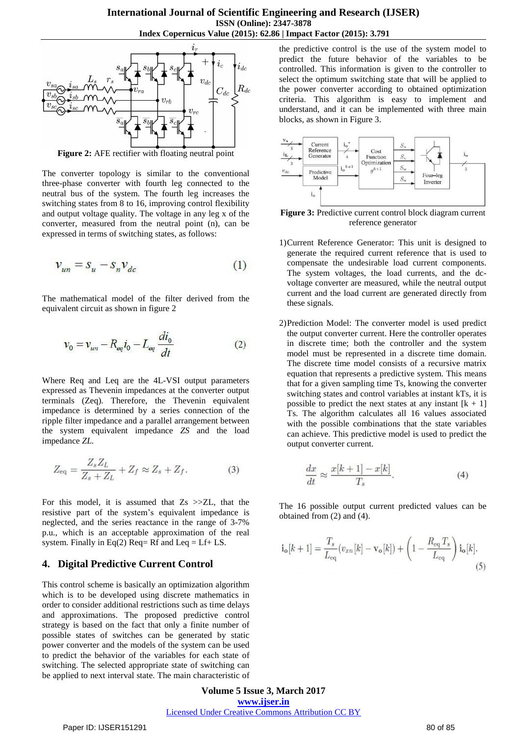Figure 2: AFE rectifier with floating neutral point

The converter topology is similar to the conventional three-phase converter with fourth leg connected to the neutral bus of the system. The fourth leg increases the switching states from 8 to 16, improving control flexibility and output voltage quality. The voltage in any leg x of the converter, measured from the neutral point (n), can be expressed in terms of switching states, as follows:

$$v_{un} = s_u - s_n v_{dc} \tag{1}$$

The mathematical model of the filter derived from the equivalent circuit as shown in figure 2

$$v_0 = v_{un} - R_{eq} i_0 - L_{eq} \frac{di_0}{dt} \tag{2}$$

Where Req and Leq are the 4L-VSI output parameters expressed as Thevenin impedances at the converter output terminals (Zeq). Therefore, the Thevenin equivalent impedance is determined by a series connection of the ripple filter impedance and a parallel arrangement between the system equivalent impedance *ZS* and the load impedance *ZL*.

$$Z_{eq} = \frac{Z_s Z_L}{Z_s + Z_L} + Z_f \approx Z_s + Z_f. \tag{3}$$

For this model, it is assumed that Zs >>ZL, that the resistive part of the system's equivalent impedance is neglected, and the series reactance in the range of 3-7% p.u., which is an acceptable approximation of the real system. Finally in Eq(2) Req= Rf and Leq = Lf+ LS.

## 4. Digital Predictive Current Control

This control scheme is basically an optimization algorithm which is to be developed using discrete mathematics in order to consider additional restrictions such as time delays and approximations. The proposed predictive control strategy is based on the fact that only a finite number of possible states of switches can be generated by static power converter and the models of the system can be used to predict the behavior of the variables for each state of switching. The selected appropriate state of switching can be applied to next interval state. The main characteristic of the predictive control is the use of the system model to predict the future behavior of the variables to be controlled. This information is given to the controller to select the optimum switching state that will be applied to the power converter according to obtained optimization criteria. This algorithm is easy to implement and understand, and it can be implemented with three main blocks, as shown in Figure 3.

Figure 3: Predictive current control block diagram current reference generator

1) Current Reference Generator: This unit is designed to generate the required current reference that is used to compensate the undesirable load current components. The system voltages, the load currents, and the dc-voltage converter are measured, while the neutral output current and the load current are generated directly from these signals.

2) Prediction Model: The converter model is used predict the output converter current. Here the controller operates in discrete time; both the controller and the system model must be represented in a discrete time domain. The discrete time model consists of a recursive matrix equation that represents a predictive system. This means that for a given sampling time Ts, knowing the converter switching states and control variables at instant kTs, it is possible to predict the next states at any instant [k + 1] Ts. The algorithm calculates all 16 values associated with the possible combinations that the state variables can achieve. This predictive model is used to predict the output converter current.

$$\frac{dx}{dt} \approx \frac{x[k+1] - x[k]}{T_s}. \tag{4}$$

The 16 possible output current predicted values can be obtained from (2) and (4).

$$\mathbf{i}_o[k+1] = \frac{T_s}{L_{eq}}(v_{xn}[k] - \mathbf{v}_o[k]) + \left(1 - \frac{R_{eq} T_s}{L_{eq}}\right) \mathbf{i}_o[k]. \tag{5}$$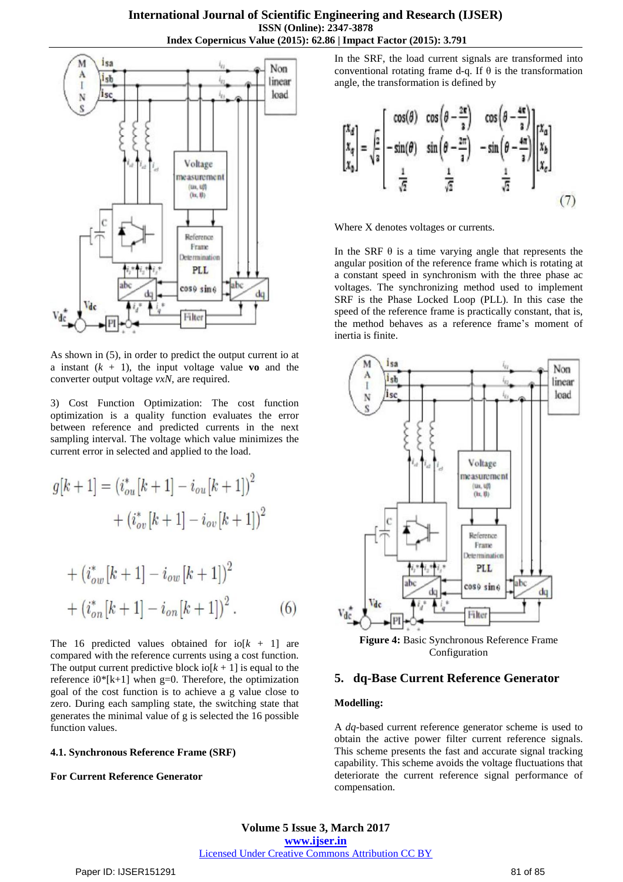As shown in (5), in order to predict the output current io at a instant ($k$ + 1), the input voltage value **vo** and the converter output voltage $v_{xN}$, are required.

3) Cost Function Optimization: The cost function optimization is a quality function evaluates the error between reference and predicted currents in the next sampling interval. The voltage which value minimizes the current error in selected and applied to the load.

$$g[k+1] = (i^*_{ou}[k+1] - i_{ou}[k+1])^2 + (i^*_{ov}[k+1] - i_{ov}[k+1])^2$$
$$+ (i^*_{ow}[k+1] - i_{ow}[k+1])^2 + (i^*_{on}[k+1] - i_{on}[k+1])^2. \quad (6)$$

The 16 predicted values obtained for io[$k$ + 1] are compared with the reference currents using a cost function. The output current predictive block io[$k$ + 1] is equal to the reference i0*[k+1] when g=0. Therefore, the optimization goal of the cost function is to achieve a g value close to zero. During each sampling state, the switching state that generates the minimal value of g is selected the 16 possible function values.

#### 4.1. Synchronous Reference Frame (SRF)

**For Current Reference Generator**

In the SRF, the load current signals are transformed into conventional rotating frame d-q. If θ is the transformation angle, the transformation is defined by

$$\begin{bmatrix} X_d \\ X_q \\ X_0 \end{bmatrix} = \sqrt{\frac{2}{3}} \begin{bmatrix} \cos(\theta) & \cos\left(\theta - \frac{2\pi}{3}\right) & \cos\left(\theta - \frac{4\pi}{3}\right) \\ -\sin(\theta) & \sin\left(\theta - \frac{2\pi}{3}\right) & -\sin\left(\theta - \frac{4\pi}{3}\right) \\ \frac{1}{\sqrt{2}} & \frac{1}{\sqrt{2}} & \frac{1}{\sqrt{2}} \end{bmatrix} \begin{bmatrix} X_a \\ X_b \\ X_c \end{bmatrix} \quad (7)$$

Where X denotes voltages or currents.

In the SRF θ is a time varying angle that represents the angular position of the reference frame which is rotating at a constant speed in synchronism with the three phase ac voltages. The synchronizing method used to implement SRF is the Phase Locked Loop (PLL). In this case the speed of the reference frame is practically constant, that is, the method behaves as a reference frame's moment of inertia is finite.

**Figure 4:** Basic Synchronous Reference Frame Configuration

## 5. dq-Base Current Reference Generator

**Modelling:**

A $dq$-based current reference generator scheme is used to obtain the active power filter current reference signals. This scheme presents the fast and accurate signal tracking capability. This scheme avoids the voltage fluctuations that deteriorate the current reference signal performance of compensation.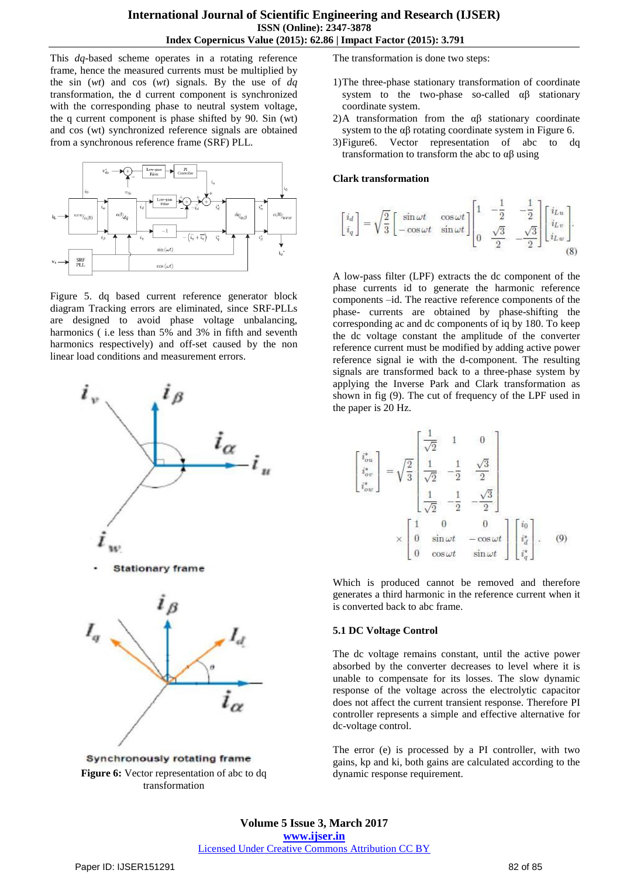This *dq*-based scheme operates in a rotating reference frame, hence the measured currents must be multiplied by the sin (*wt*) and cos (*wt*) signals. By the use of *dq* transformation, the d current component is synchronized with the corresponding phase to neutral system voltage, the q current component is phase shifted by 90. Sin (wt) and cos (wt) synchronized reference signals are obtained from a synchronous reference frame (SRF) PLL.

Figure 5. dq based current reference generator block diagram Tracking errors are eliminated, since SRF-PLLs are designed to avoid phase voltage unbalancing, harmonics ( i.e less than 5% and 3% in fifth and seventh harmonics respectively) and off-set caused by the non linear load conditions and measurement errors.

- Stationary frame

Synchronously rotating frame

**Figure 6:** Vector representation of abc to dq transformation

The transformation is done two steps:

1) The three-phase stationary transformation of coordinate system to the two-phase so-called αβ stationary coordinate system.
2) A transformation from the αβ stationary coordinate system to the αβ rotating coordinate system in Figure 6.
3) Figure6. Vector representation of abc to dq transformation to transform the abc to αβ using

**Clark transformation**

$$\begin{bmatrix} i_d \\ i_q \end{bmatrix} = \sqrt{\frac{2}{3}} \begin{bmatrix} \sin \omega t & \cos \omega t \\ -\cos \omega t & \sin \omega t \end{bmatrix} \begin{bmatrix} 1 & -\frac{1}{2} & -\frac{1}{2} \\ 0 & \frac{\sqrt{3}}{2} & -\frac{\sqrt{3}}{2} \end{bmatrix} \begin{bmatrix} i_{Lu} \\ i_{Lv} \\ i_{Lw} \end{bmatrix}. \quad (8)$$

A low-pass filter (LPF) extracts the dc component of the phase currents id to generate the harmonic reference components –id. The reactive reference components of the phase- currents are obtained by phase-shifting the corresponding ac and dc components of iq by 180. To keep the dc voltage constant the amplitude of the converter reference current must be modified by adding active power reference signal ie with the d-component. The resulting signals are transformed back to a three-phase system by applying the Inverse Park and Clark transformation as shown in fig (9). The cut of frequency of the LPF used in the paper is 20 Hz.

$$\begin{bmatrix} i_{ou}^* \\ i_{ov}^* \\ i_{ow}^* \end{bmatrix} = \sqrt{\frac{2}{3}} \begin{bmatrix} \frac{1}{\sqrt{2}} & 1 & 0 \\ \frac{1}{\sqrt{2}} & -\frac{1}{2} & \frac{\sqrt{3}}{2} \\ \frac{1}{\sqrt{2}} & -\frac{1}{2} & -\frac{\sqrt{3}}{2} \end{bmatrix} \times \begin{bmatrix} 1 & 0 & 0 \\ 0 & \sin \omega t & -\cos \omega t \\ 0 & \cos \omega t & \sin \omega t \end{bmatrix} \begin{bmatrix} i_0 \\ i_d^* \\ i_q^* \end{bmatrix}. \quad (9)$$

Which is produced cannot be removed and therefore generates a third harmonic in the reference current when it is converted back to abc frame.

### 5.1 DC Voltage Control

The dc voltage remains constant, until the active power absorbed by the converter decreases to level where it is unable to compensate for its losses. The slow dynamic response of the voltage across the electrolytic capacitor does not affect the current transient response. Therefore PI controller represents a simple and effective alternative for dc-voltage control.

The error (e) is processed by a PI controller, with two gains, kp and ki, both gains are calculated according to the dynamic response requirement.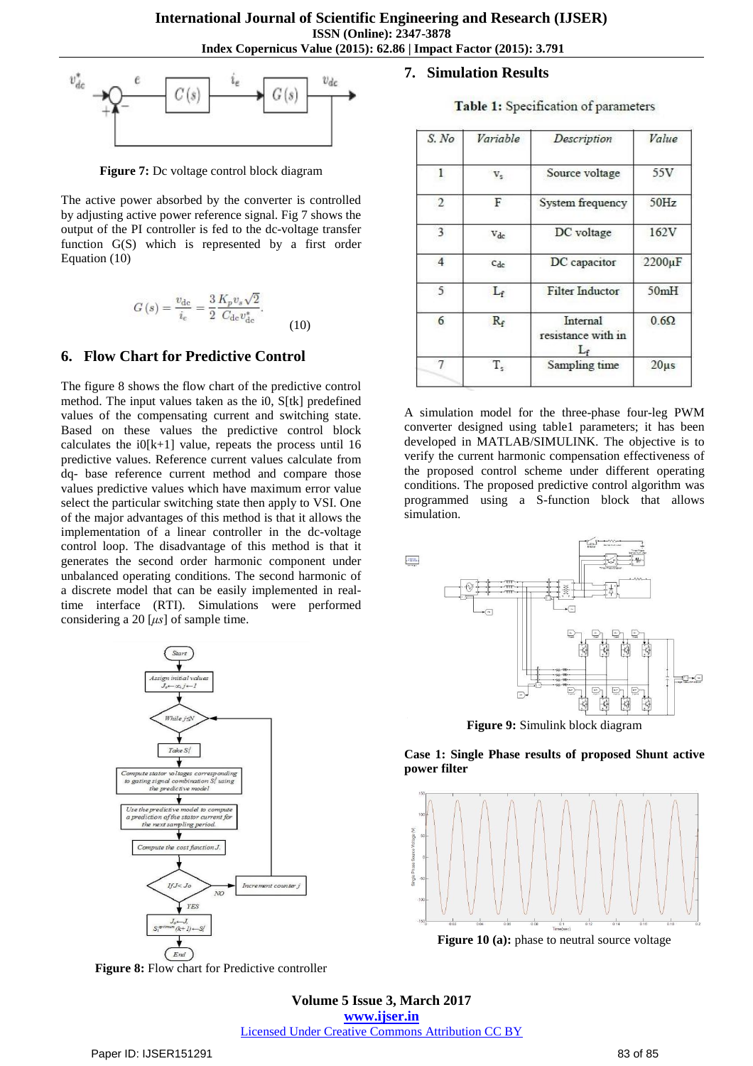Figure 7: Dc voltage control block diagram

The active power absorbed by the converter is controlled by adjusting active power reference signal. Fig 7 shows the output of the PI controller is fed to the dc-voltage transfer function G(S) which is represented by a first order Equation (10)

$$G(s) = \frac{v_{dc}}{i_e} = \frac{3}{2}\frac{K_p v_s \sqrt{2}}{C_{dc} v_{dc}^*}. \qquad (10)$$

## 6. Flow Chart for Predictive Control

The figure 8 shows the flow chart of the predictive control method. The input values taken as the i0, S[tk] predefined values of the compensating current and switching state. Based on these values the predictive control block calculates the i0[k+1] value, repeats the process until 16 predictive values. Reference current values calculate from dq- base reference current method and compare those values predictive values which have maximum error value select the particular switching state then apply to VSI. One of the major advantages of this method is that it allows the implementation of a linear controller in the dc-voltage control loop. The disadvantage of this method is that it generates the second order harmonic component under unbalanced operating conditions. The second harmonic of a discrete model that can be easily implemented in real-time interface (RTI). Simulations were performed considering a 20 [$\mu s$] of sample time.

Figure 8: Flow chart for Predictive controller

## 7. Simulation Results

Table 1: Specification of parameters

| S. No | Variable | Description | Value |
|---|---|---|---|
| 1 | $v_s$ | Source voltage | 55V |
| 2 | F | System frequency | 50Hz |
| 3 | $V_{dc}$ | DC voltage | 162V |
| 4 | $c_{dc}$ | DC capacitor | 2200µF |
| 5 | $L_f$ | Filter Inductor | 50mH |
| 6 | $R_f$ | Internal resistance with in $L_f$ | 0.6Ω |
| 7 | $T_s$ | Sampling time | 20µs |

A simulation model for the three-phase four-leg PWM converter designed using table1 parameters; it has been developed in MATLAB/SIMULINK. The objective is to verify the current harmonic compensation effectiveness of the proposed control scheme under different operating conditions. The proposed predictive control algorithm was programmed using a S-function block that allows simulation.

Figure 9: Simulink block diagram

**Case 1: Single Phase results of proposed Shunt active power filter**

Figure 10 (a): phase to neutral source voltage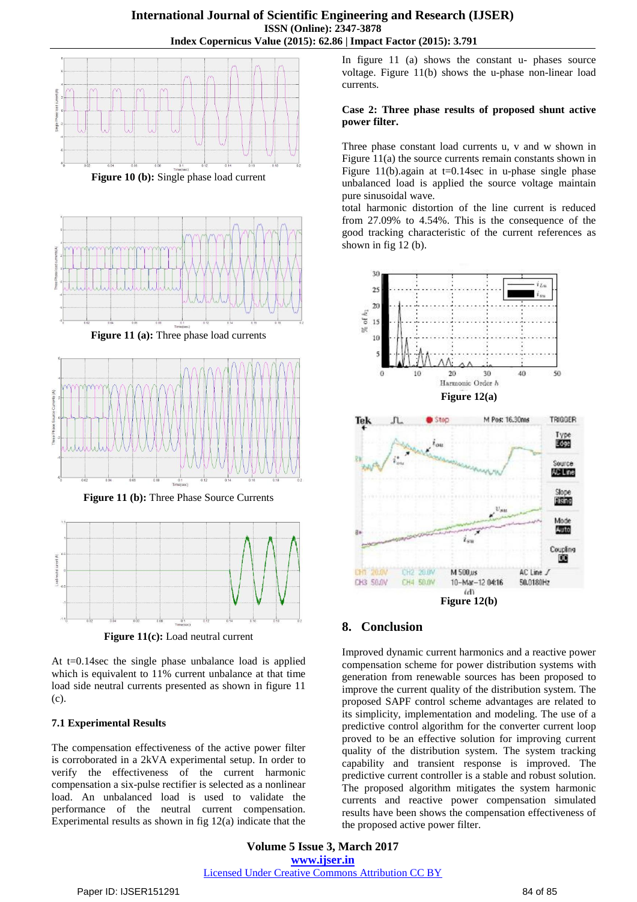Figure 10 (b): Single phase load current

Figure 11 (a): Three phase load currents

Figure 11 (b): Three Phase Source Currents

Figure 11(c): Load neutral current

At t=0.14sec the single phase unbalance load is applied which is equivalent to 11% current unbalance at that time load side neutral currents presented as shown in figure 11 (c).

### 7.1 Experimental Results

The compensation effectiveness of the active power filter is corroborated in a 2kVA experimental setup. In order to verify the effectiveness of the current harmonic compensation a six-pulse rectifier is selected as a nonlinear load. An unbalanced load is used to validate the performance of the neutral current compensation. Experimental results as shown in fig 12(a) indicate that the

In figure 11 (a) shows the constant u- phases source voltage. Figure 11(b) shows the u-phase non-linear load currents.

**Case 2: Three phase results of proposed shunt active power filter.**

Three phase constant load currents u, v and w shown in Figure 11(a) the source currents remain constants shown in Figure 11(b).again at t=0.14sec in u-phase single phase unbalanced load is applied the source voltage maintain pure sinusoidal wave.

total harmonic distortion of the line current is reduced from 27.09% to 4.54%. This is the consequence of the good tracking characteristic of the current references as shown in fig 12 (b).

Figure 12(a)

Figure 12(b)

## 8. Conclusion

Improved dynamic current harmonics and a reactive power compensation scheme for power distribution systems with generation from renewable energy sources has been proposed to improve the current quality of the distribution system. The proposed SAPF control scheme advantages are related to its simplicity, implementation and modeling. The use of a predictive control algorithm for the converter current loop proved to be an effective solution for improving current quality of the distribution system. The system tracking capability and transient response is improved. The predictive current controller is a stable and robust solution. The proposed algorithm mitigates the system harmonic currents and reactive power compensation simulated results have been shows the compensation effectiveness of the proposed active power filter.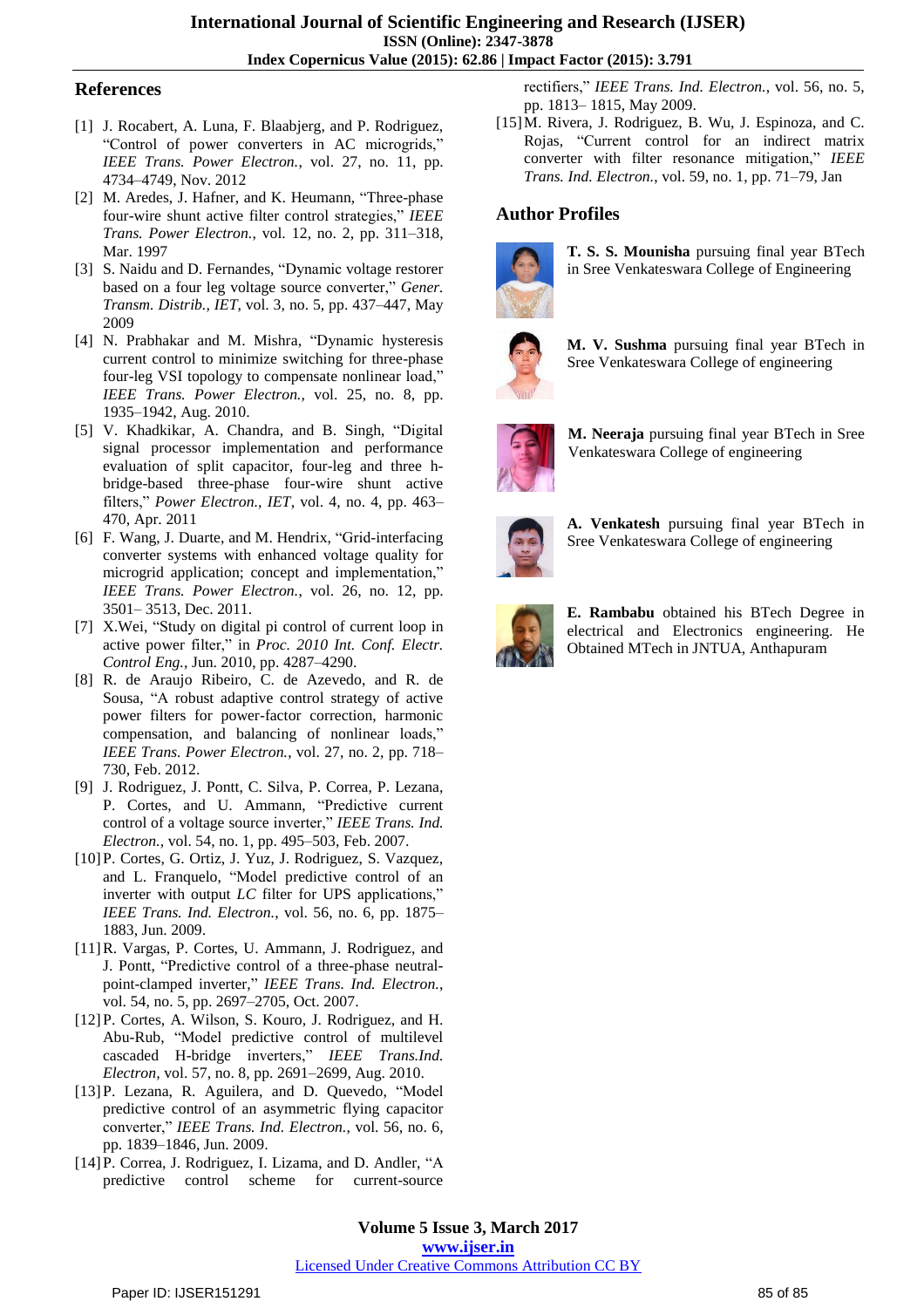## References

[1] J. Rocabert, A. Luna, F. Blaabjerg, and P. Rodriguez, "Control of power converters in AC microgrids," *IEEE Trans. Power Electron.*, vol. 27, no. 11, pp. 4734–4749, Nov. 2012

[2] M. Aredes, J. Hafner, and K. Heumann, "Three-phase four-wire shunt active filter control strategies," *IEEE Trans. Power Electron.*, vol. 12, no. 2, pp. 311–318, Mar. 1997

[3] S. Naidu and D. Fernandes, "Dynamic voltage restorer based on a four leg voltage source converter," *Gener. Transm. Distrib., IET*, vol. 3, no. 5, pp. 437–447, May 2009

[4] N. Prabhakar and M. Mishra, "Dynamic hysteresis current control to minimize switching for three-phase four-leg VSI topology to compensate nonlinear load," *IEEE Trans. Power Electron.*, vol. 25, no. 8, pp. 1935–1942, Aug. 2010.

[5] V. Khadkikar, A. Chandra, and B. Singh, "Digital signal processor implementation and performance evaluation of split capacitor, four-leg and three h-bridge-based three-phase four-wire shunt active filters," *Power Electron., IET*, vol. 4, no. 4, pp. 463–470, Apr. 2011

[6] F. Wang, J. Duarte, and M. Hendrix, "Grid-interfacing converter systems with enhanced voltage quality for microgrid application; concept and implementation," *IEEE Trans. Power Electron.*, vol. 26, no. 12, pp. 3501– 3513, Dec. 2011.

[7] X.Wei, "Study on digital pi control of current loop in active power filter," in *Proc. 2010 Int. Conf. Electr. Control Eng.*, Jun. 2010, pp. 4287–4290.

[8] R. de Araujo Ribeiro, C. de Azevedo, and R. de Sousa, "A robust adaptive control strategy of active power filters for power-factor correction, harmonic compensation, and balancing of nonlinear loads," *IEEE Trans. Power Electron.*, vol. 27, no. 2, pp. 718–730, Feb. 2012.

[9] J. Rodriguez, J. Pontt, C. Silva, P. Correa, P. Lezana, P. Cortes, and U. Ammann, "Predictive current control of a voltage source inverter," *IEEE Trans. Ind. Electron.*, vol. 54, no. 1, pp. 495–503, Feb. 2007.

[10] P. Cortes, G. Ortiz, J. Yuz, J. Rodriguez, S. Vazquez, and L. Franquelo, "Model predictive control of an inverter with output *LC* filter for UPS applications," *IEEE Trans. Ind. Electron.*, vol. 56, no. 6, pp. 1875–1883, Jun. 2009.

[11] R. Vargas, P. Cortes, U. Ammann, J. Rodriguez, and J. Pontt, "Predictive control of a three-phase neutral-point-clamped inverter," *IEEE Trans. Ind. Electron.*, vol. 54, no. 5, pp. 2697–2705, Oct. 2007.

[12] P. Cortes, A. Wilson, S. Kouro, J. Rodriguez, and H. Abu-Rub, "Model predictive control of multilevel cascaded H-bridge inverters," *IEEE Trans.Ind. Electron*, vol. 57, no. 8, pp. 2691–2699, Aug. 2010.

[13] P. Lezana, R. Aguilera, and D. Quevedo, "Model predictive control of an asymmetric flying capacitor converter," *IEEE Trans. Ind. Electron.*, vol. 56, no. 6, pp. 1839–1846, Jun. 2009.

[14] P. Correa, J. Rodriguez, I. Lizama, and D. Andler, "A predictive control scheme for current-source rectifiers," *IEEE Trans. Ind. Electron.*, vol. 56, no. 5, pp. 1813– 1815, May 2009.

[15] M. Rivera, J. Rodriguez, B. Wu, J. Espinoza, and C. Rojas, "Current control for an indirect matrix converter with filter resonance mitigation," *IEEE Trans. Ind. Electron.*, vol. 59, no. 1, pp. 71–79, Jan

## Author Profiles

**T. S. S. Mounisha** pursuing final year BTech in Sree Venkateswara College of Engineering

**M. V. Sushma** pursuing final year BTech in Sree Venkateswara College of engineering

**M. Neeraja** pursuing final year BTech in Sree Venkateswara College of engineering

**A. Venkatesh** pursuing final year BTech in Sree Venkateswara College of engineering

**E. Rambabu** obtained his BTech Degree in electrical and Electronics engineering. He Obtained MTech in JNTUA, Anthapuram